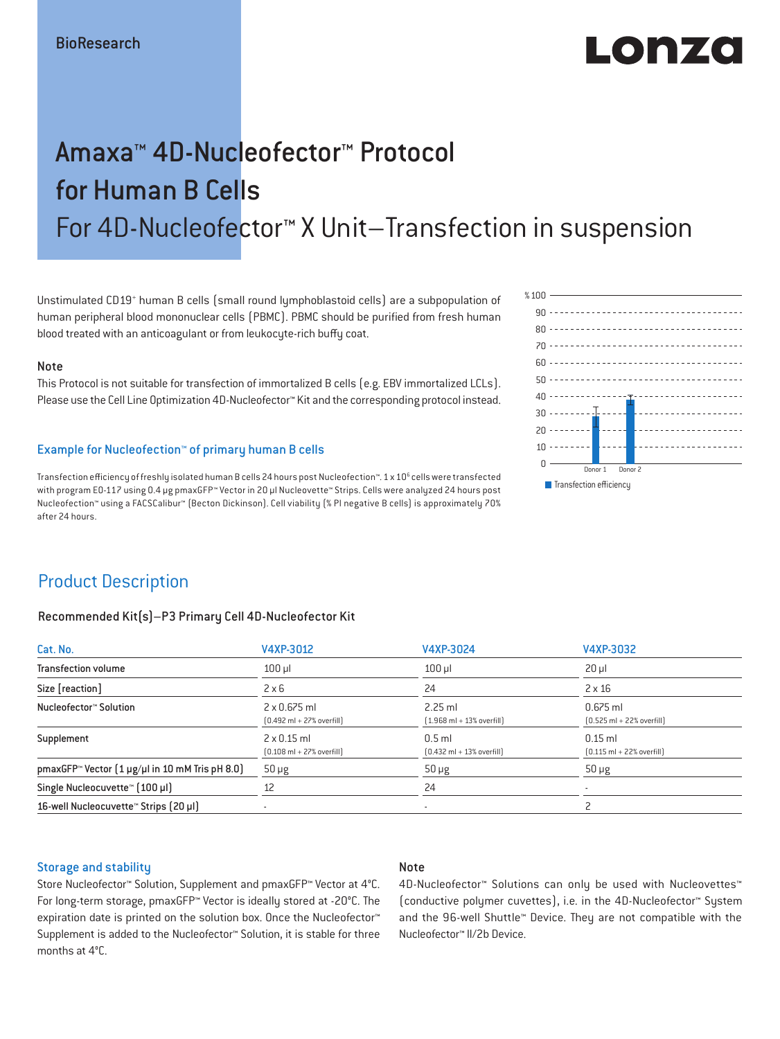BioResearch

# Amaxa™ 4D-Nucleofector™ Protocol for Human B Cells

## For 4D-Nucleofector™ X Unit–Transfection in suspension

Unstimulated CD19[+] human B cells (small round lymphoblastoid cells) are a subpopulation of human peripheral blood mononuclear cells (PBMC). PBMC should be purified from fresh human blood treated with an anticoagulant or from leukocyte-rich buffy coat.

### Note

This Protocol is not suitable for transfection of immortalized B cells (e.g. EBV immortalized LCLs). Please use the Cell Line Optimization 4D-Nucleofector™ Kit and the corresponding protocol instead.

### Example for Nucleofection™ of primary human B cells

Transfection efficiency of freshly isolated human B cells 24 hours post Nucleofection™. 1 x $10^6$ cells were transfected with program EO-117 using 0.4 µg pmaxGFP™ Vector in 20 µl Nucleovette™ Strips. Cells were analyzed 24 hours post Nucleofection™ using a FACSCalibur™ (Becton Dickinson). Cell viability (% PI negative B cells) is approximately 70% after 24 hours.

## Product Description

### Recommended Kit(s)–P3 Primary Cell 4D-Nucleofector Kit

| Cat. No. | V4XP-3012 | V4XP-3024 | V4XP-3032 |
|---|---|---|---|
| Transfection volume | 100 µl | 100 µl | 20 µl |
| Size [reaction] | 2 x 6 | 24 | 2 x 16 |
| Nucleofector™ Solution | 2 x 0.675 ml (0.492 ml + 27% overfill) | 2.25 ml (1.968 ml + 13% overfill) | 0.675 ml (0.525 ml + 22% overfill) |
| Supplement | 2 x 0.15 ml (0.108 ml + 27% overfill) | 0.5 ml (0.432 ml + 13% overfill) | 0.15 ml (0.115 ml + 22% overfill) |
| pmaxGFP™ Vector (1 µg/µl in 10 mM Tris pH 8.0) | 50 µg | 50 µg | 50 µg |
| Single Nucleocuvette™ (100 µl) | 12 | 24 | - |
| 16-well Nucleocuvette™ Strips (20 µl) | - | - | 2 |

### Storage and stability

Store Nucleofector™ Solution, Supplement and pmaxGFP™ Vector at 4°C. For long-term storage, pmaxGFP™ Vector is ideally stored at -20°C. The expiration date is printed on the solution box. Once the Nucleofector™ Supplement is added to the Nucleofector™ Solution, it is stable for three months at 4°C.

### Note

4D-Nucleofector™ Solutions can only be used with Nucleovettes™ (conductive polymer cuvettes), i.e. in the 4D-Nucleofector™ System and the 96-well Shuttle™ Device. They are not compatible with the Nucleofector™ II/2b Device.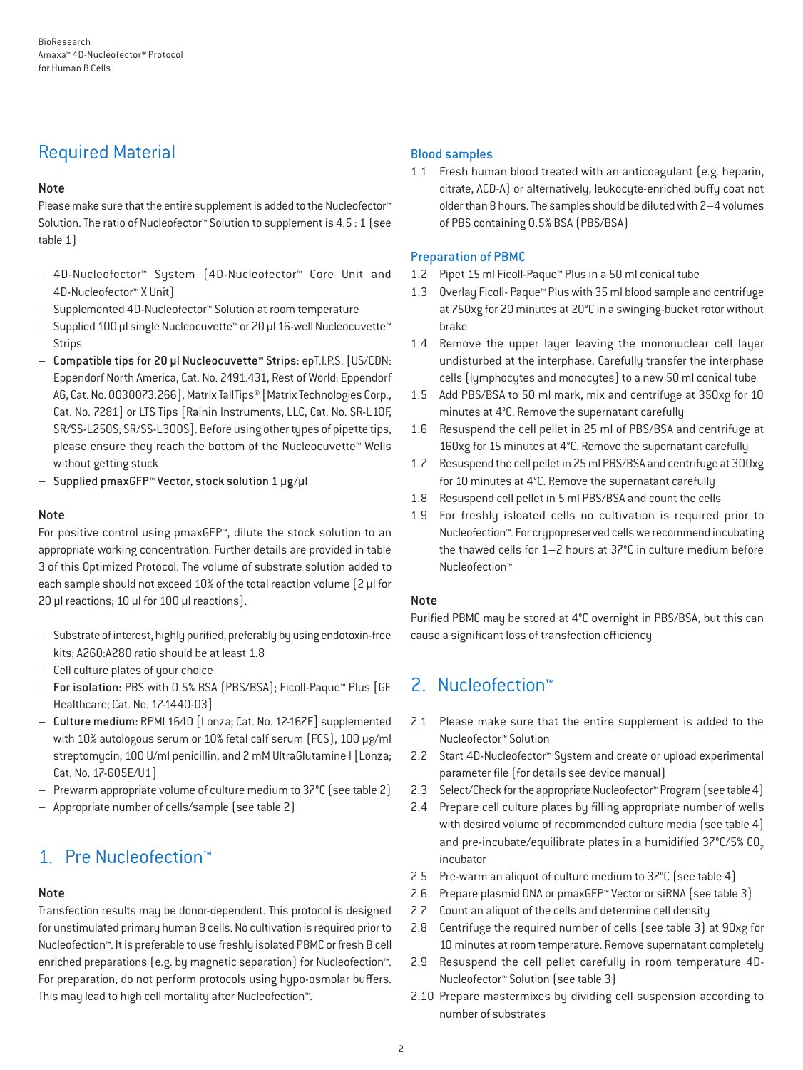## Required Material

### Note

Please make sure that the entire supplement is added to the Nucleofector™ Solution. The ratio of Nucleofector™ Solution to supplement is 4.5 : 1 (see table 1)

- 4D-Nucleofector™ System (4D-Nucleofector™ Core Unit and 4D-Nucleofector™ X Unit)
- Supplemented 4D-Nucleofector™ Solution at room temperature
- Supplied 100 µl single Nucleocuvette™ or 20 µl 16-well Nucleocuvette™ Strips
- **Compatible tips for 20 µl Nucleocuvette™ Strips:** epT.I.P.S. [US/CDN: Eppendorf North America, Cat. No. 2491.431, Rest of World: Eppendorf AG, Cat. No. 0030073.266], Matrix TallTips® [Matrix Technologies Corp., Cat. No. 7281] or LTS Tips [Rainin Instruments, LLC, Cat. No. SR-L10F, SR/SS-L250S, SR/SS-L300S]. Before using other types of pipette tips, please ensure they reach the bottom of the Nucleocuvette™ Wells without getting stuck
- Supplied pmaxGFP™ Vector, stock solution 1 µg/µl

### Note

For positive control using pmaxGFP™, dilute the stock solution to an appropriate working concentration. Further details are provided in table 3 of this Optimized Protocol. The volume of substrate solution added to each sample should not exceed 10% of the total reaction volume (2 µl for 20 µl reactions; 10 µl for 100 µl reactions).

- Substrate of interest, highly purified, preferably by using endotoxin-free kits; A260:A280 ratio should be at least 1.8
- Cell culture plates of your choice
- **For isolation:** PBS with 0.5% BSA (PBS/BSA); Ficoll-Paque™ Plus [GE Healthcare; Cat. No. 17-1440-03]
- **Culture medium:** RPMI 1640 [Lonza; Cat. No. 12-167F] supplemented with 10% autologous serum or 10% fetal calf serum (FCS), 100 µg/ml streptomycin, 100 U/ml penicillin, and 2 mM UltraGlutamine I [Lonza; Cat. No. 17-605E/U1]
- Prewarm appropriate volume of culture medium to 37°C (see table 2)
- Appropriate number of cells/sample (see table 2)

## 1. Pre Nucleofection™

### Note

Transfection results may be donor-dependent. This protocol is designed for unstimulated primary human B cells. No cultivation is required prior to Nucleofection™. It is preferable to use freshly isolated PBMC or fresh B cell enriched preparations (e.g. by magnetic separation) for Nucleofection™. For preparation, do not perform protocols using hypo-osmolar buffers. This may lead to high cell mortality after Nucleofection™.

### Blood samples

1.1 Fresh human blood treated with an anticoagulant (e.g. heparin, citrate, ACD-A) or alternatively, leukocyte-enriched buffy coat not older than 8 hours. The samples should be diluted with 2–4 volumes of PBS containing 0.5% BSA (PBS/BSA)

### Preparation of PBMC

1.2 Pipet 15 ml Ficoll-Paque™ Plus in a 50 ml conical tube

1.3 Overlay Ficoll- Paque™ Plus with 35 ml blood sample and centrifuge at 750xg for 20 minutes at 20°C in a swinging-bucket rotor without brake

1.4 Remove the upper layer leaving the mononuclear cell layer undisturbed at the interphase. Carefully transfer the interphase cells (lymphocytes and monocytes) to a new 50 ml conical tube

1.5 Add PBS/BSA to 50 ml mark, mix and centrifuge at 350xg for 10 minutes at 4°C. Remove the supernatant carefully

1.6 Resuspend the cell pellet in 25 ml of PBS/BSA and centrifuge at 160xg for 15 minutes at 4°C. Remove the supernatant carefully

1.7 Resuspend the cell pellet in 25 ml PBS/BSA and centrifuge at 300xg for 10 minutes at 4°C. Remove the supernatant carefully

1.8 Resuspend cell pellet in 5 ml PBS/BSA and count the cells

1.9 For freshly isolated cells no cultivation is required prior to Nucleofection™. For crypopreserved cells we recommend incubating the thawed cells for 1–2 hours at 37°C in culture medium before Nucleofection™

### Note

Purified PBMC may be stored at 4°C overnight in PBS/BSA, but this can cause a significant loss of transfection efficiency

## 2. Nucleofection™

2.1 Please make sure that the entire supplement is added to the Nucleofector™ Solution

2.2 Start 4D-Nucleofector™ System and create or upload experimental parameter file (for details see device manual)

2.3 Select/Check for the appropriate Nucleofector™ Program (see table 4)

2.4 Prepare cell culture plates by filling appropriate number of wells with desired volume of recommended culture media (see table 4) and pre-incubate/equilibrate plates in a humidified 37°C/5% $CO_2$ incubator

2.5 Pre-warm an aliquot of culture medium to 37°C (see table 4)

2.6 Prepare plasmid DNA or pmaxGFP™ Vector or siRNA (see table 3)

2.7 Count an aliquot of the cells and determine cell density

2.8 Centrifuge the required number of cells (see table 3) at 90xg for 10 minutes at room temperature. Remove supernatant completely

2.9 Resuspend the cell pellet carefully in room temperature 4D-Nucleofector™ Solution (see table 3)

2.10 Prepare mastermixes by dividing cell suspension according to number of substrates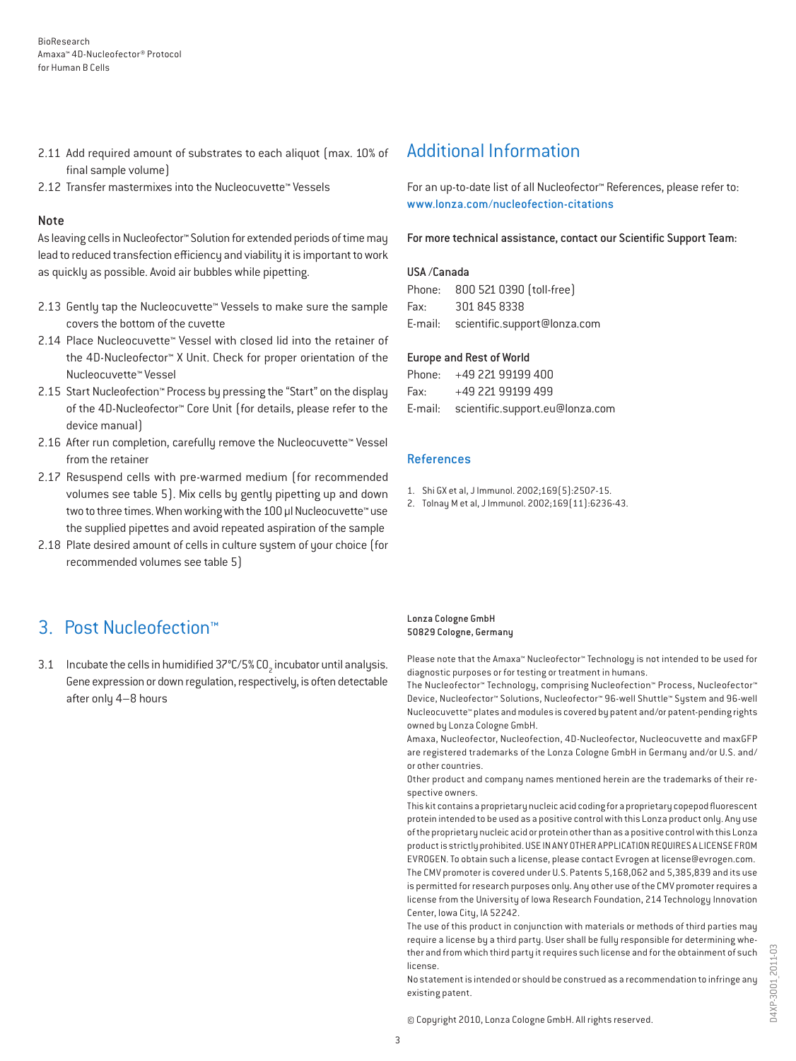2.11 Add required amount of substrates to each aliquot (max. 10% of final sample volume)

2.12 Transfer mastermixes into the Nucleocuvette™ Vessels

### Note

As leaving cells in Nucleofector™ Solution for extended periods of time may lead to reduced transfection efficiency and viability it is important to work as quickly as possible. Avoid air bubbles while pipetting.

2.13 Gently tap the Nucleocuvette™ Vessels to make sure the sample covers the bottom of the cuvette

2.14 Place Nucleocuvette™ Vessel with closed lid into the retainer of the 4D-Nucleofector™ X Unit. Check for proper orientation of the Nucleocuvette™ Vessel

2.15 Start Nucleofection™ Process by pressing the "Start" on the display of the 4D-Nucleofector™ Core Unit (for details, please refer to the device manual)

2.16 After run completion, carefully remove the Nucleocuvette™ Vessel from the retainer

2.17 Resuspend cells with pre-warmed medium (for recommended volumes see table 5). Mix cells by gently pipetting up and down two to three times. When working with the 100 µl Nucleocuvette™ use the supplied pipettes and avoid repeated aspiration of the sample

2.18 Plate desired amount of cells in culture system of your choice (for recommended volumes see table 5)

## 3. Post Nucleofection™

3.1 Incubate the cells in humidified 37°C/5% $CO_2$ incubator until analysis. Gene expression or down regulation, respectively, is often detectable after only 4–8 hours

## Additional Information

For an up-to-date list of all Nucleofector™ References, please refer to: www.lonza.com/nucleofection-citations

For more technical assistance, contact our Scientific Support Team:

**USA /Canada**

Phone: 800 521 0390 (toll-free)
Fax: 301 845 8338
E-mail: scientific.support@lonza.com

**Europe and Rest of World**

Phone: +49 221 99199 400
Fax: +49 221 99199 499
E-mail: scientific.support.eu@lonza.com

## References

1. Shi GX et al, J Immunol. 2002;169(5):2507-15.
2. Tolnay M et al, J Immunol. 2002;169(11):6236-43.

Lonza Cologne GmbH
50829 Cologne, Germany

Please note that the Amaxa™ Nucleofector™ Technology is not intended to be used for diagnostic purposes or for testing or treatment in humans.
The Nucleofector™ Technology, comprising Nucleofection™ Process, Nucleofector™ Device, Nucleofector™ Solutions, Nucleofector™ 96-well Shuttle™ System and 96-well Nucleocuvette™ plates and modules is covered by patent and/or patent-pending rights owned by Lonza Cologne GmbH.
Amaxa, Nucleofector, Nucleofection, 4D-Nucleofector, Nucleocuvette and maxGFP are registered trademarks of the Lonza Cologne GmbH in Germany and/or U.S. and/or other countries.
Other product and company names mentioned herein are the trademarks of their respective owners.
This kit contains a proprietary nucleic acid coding for a proprietary copepod fluorescent protein intended to be used as a positive control with this Lonza product only. Any use of the proprietary nucleic acid or protein other than as a positive control with this Lonza product is strictly prohibited. USE IN ANY OTHER APPLICATION REQUIRES A LICENSE FROM EVROGEN. To obtain such a license, please contact Evrogen at license@evrogen.com.
The CMV promoter is covered under U.S. Patents 5,168,062 and 5,385,839 and its use is permitted for research purposes only. Any other use of the CMV promoter requires a license from the University of Iowa Research Foundation, 214 Technology Innovation Center, Iowa City, IA 52242.
The use of this product in conjunction with materials or methods of third parties may require a license by a third party. User shall be fully responsible for determining whether and from which third party it requires such license and for the obtainment of such license.
No statement is intended or should be construed as a recommendation to infringe any existing patent.

© Copyright 2010, Lonza Cologne GmbH. All rights reserved.

D4XP-3001_2011-03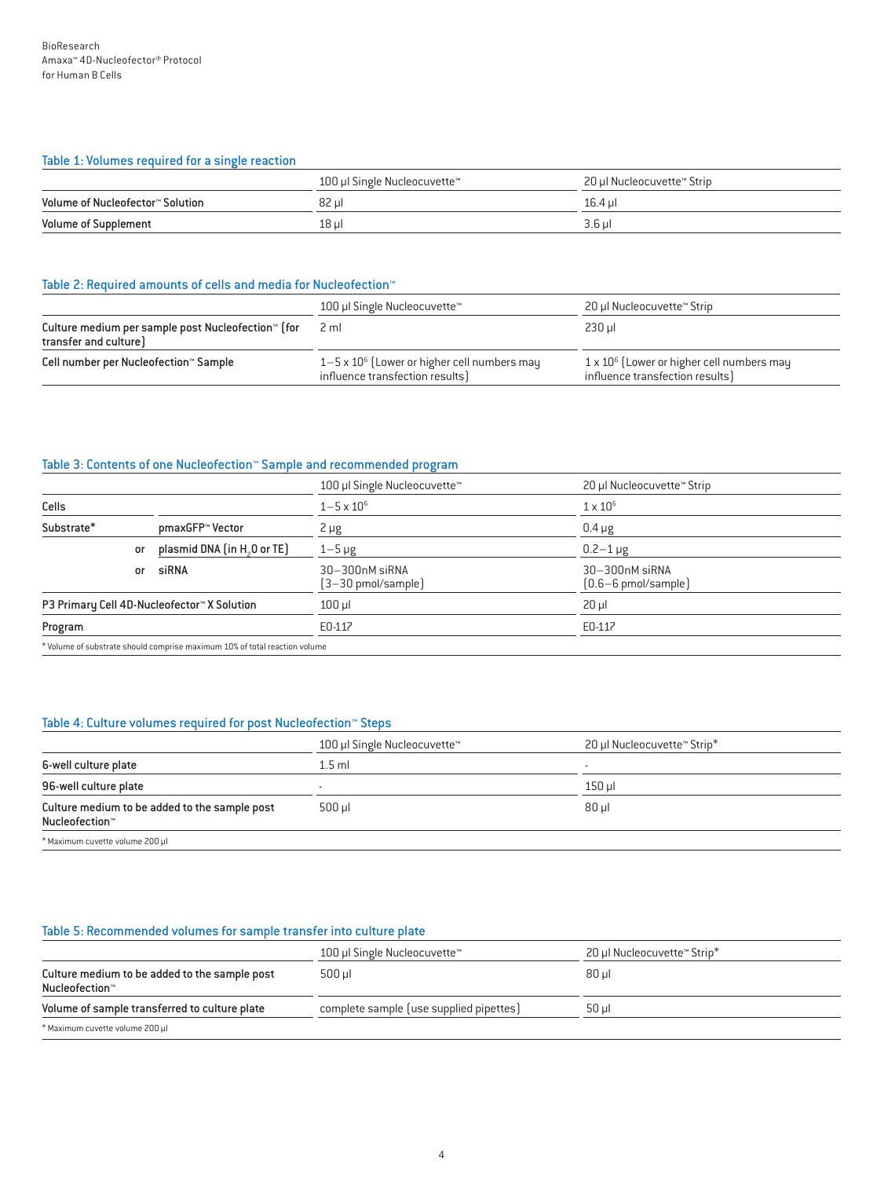### Table 1: Volumes required for a single reaction

| | 100 µl Single Nucleocuvette™ | 20 µl Nucleocuvette™ Strip |
|---|---|---|
| **Volume of Nucleofector™ Solution** | 82 µl | 16.4 µl |
| **Volume of Supplement** | 18 µl | 3.6 µl |

### Table 2: Required amounts of cells and media for Nucleofection™

| | 100 µl Single Nucleocuvette™ | 20 µl Nucleocuvette™ Strip |
|---|---|---|
| **Culture medium per sample post Nucleofection™ (for transfer and culture)** | 2 ml | 230 µl |
| **Cell number per Nucleofection™ Sample** | 1–5 x $10^6$ (Lower or higher cell numbers may influence transfection results) | 1 x $10^6$ (Lower or higher cell numbers may influence transfection results) |

### Table 3: Contents of one Nucleofection™ Sample and recommended program

| | | 100 µl Single Nucleocuvette™ | 20 µl Nucleocuvette™ Strip |
|---|---|---|---|
| **Cells** | | 1–5 x $10^6$ | 1 x $10^6$ |
| **Substrate*** | **pmaxGFP™ Vector** | 2 µg | 0.4 µg |
| **or** | **plasmid DNA (in $H_2O$ or TE)** | 1–5 µg | 0.2–1 µg |
| **or** | **siRNA** | 30–300nM siRNA (3–30 pmol/sample) | 30–300nM siRNA (0.6–6 pmol/sample) |
| **P3 Primary Cell 4D-Nucleofector™ X Solution** | | 100 µl | 20 µl |
| **Program** | | EO-117 | EO-117 |

* Volume of substrate should comprise maximum 10% of total reaction volume

### Table 4: Culture volumes required for post Nucleofection™ Steps

| | 100 µl Single Nucleocuvette™ | 20 µl Nucleocuvette™ Strip* |
|---|---|---|
| **6-well culture plate** | 1.5 ml | - |
| **96-well culture plate** | - | 150 µl |
| **Culture medium to be added to the sample post Nucleofection™** | 500 µl | 80 µl |

* Maximum cuvette volume 200 µl

### Table 5: Recommended volumes for sample transfer into culture plate

| | 100 µl Single Nucleocuvette™ | 20 µl Nucleocuvette™ Strip* |
|---|---|---|
| **Culture medium to be added to the sample post Nucleofection™** | 500 µl | 80 µl |
| **Volume of sample transferred to culture plate** | complete sample (use supplied pipettes) | 50 µl |

* Maximum cuvette volume 200 µl